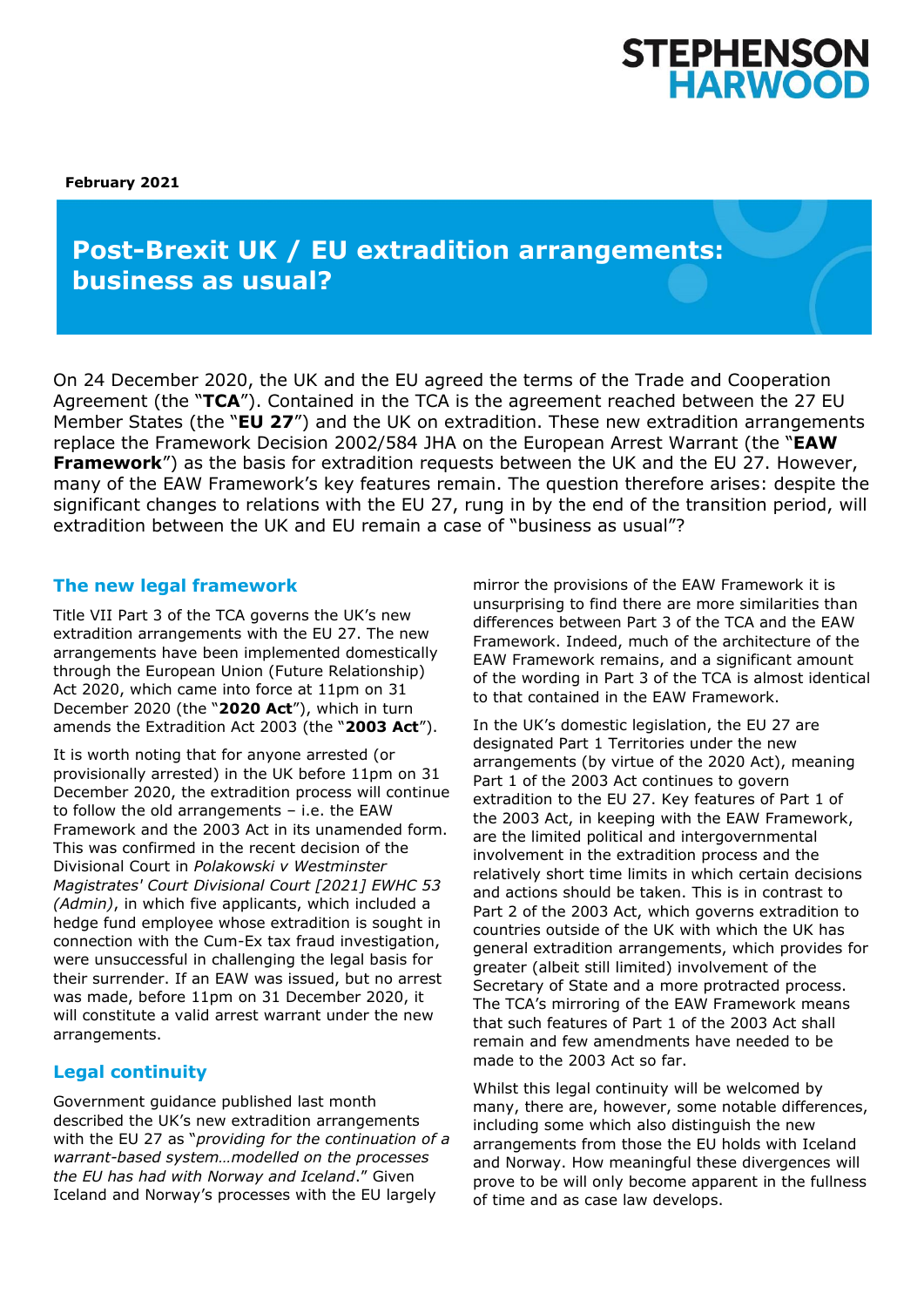STEPHENSON HARWOOD

**February 2021**

# Post-Brexit UK / EU extradition arrangements: business as usual?

On 24 December 2020, the UK and the EU agreed the terms of the Trade and Cooperation Agreement (the "**TCA**"). Contained in the TCA is the agreement reached between the 27 EU Member States (the "**EU 27**") and the UK on extradition. These new extradition arrangements replace the Framework Decision 2002/584 JHA on the European Arrest Warrant (the "**EAW Framework**") as the basis for extradition requests between the UK and the EU 27. However, many of the EAW Framework's key features remain. The question therefore arises: despite the significant changes to relations with the EU 27, rung in by the end of the transition period, will extradition between the UK and EU remain a case of "business as usual"?

## The new legal framework

Title VII Part 3 of the TCA governs the UK's new extradition arrangements with the EU 27. The new arrangements have been implemented domestically through the European Union (Future Relationship) Act 2020, which came into force at 11pm on 31 December 2020 (the "**2020 Act**"), which in turn amends the Extradition Act 2003 (the "**2003 Act**").

It is worth noting that for anyone arrested (or provisionally arrested) in the UK before 11pm on 31 December 2020, the extradition process will continue to follow the old arrangements – i.e. the EAW Framework and the 2003 Act in its unamended form. This was confirmed in the recent decision of the Divisional Court in *Polakowski v Westminster Magistrates' Court Divisional Court [2021] EWHC 53 (Admin)*, in which five applicants, which included a hedge fund employee whose extradition is sought in connection with the Cum-Ex tax fraud investigation, were unsuccessful in challenging the legal basis for their surrender. If an EAW was issued, but no arrest was made, before 11pm on 31 December 2020, it will constitute a valid arrest warrant under the new arrangements.

## Legal continuity

Government guidance published last month described the UK's new extradition arrangements with the EU 27 as "*providing for the continuation of a warrant-based system…modelled on the processes the EU has had with Norway and Iceland*." Given Iceland and Norway's processes with the EU largely mirror the provisions of the EAW Framework it is unsurprising to find there are more similarities than differences between Part 3 of the TCA and the EAW Framework. Indeed, much of the architecture of the EAW Framework remains, and a significant amount of the wording in Part 3 of the TCA is almost identical to that contained in the EAW Framework.

In the UK's domestic legislation, the EU 27 are designated Part 1 Territories under the new arrangements (by virtue of the 2020 Act), meaning Part 1 of the 2003 Act continues to govern extradition to the EU 27. Key features of Part 1 of the 2003 Act, in keeping with the EAW Framework, are the limited political and intergovernmental involvement in the extradition process and the relatively short time limits in which certain decisions and actions should be taken. This is in contrast to Part 2 of the 2003 Act, which governs extradition to countries outside of the UK with which the UK has general extradition arrangements, which provides for greater (albeit still limited) involvement of the Secretary of State and a more protracted process. The TCA's mirroring of the EAW Framework means that such features of Part 1 of the 2003 Act shall remain and few amendments have needed to be made to the 2003 Act so far.

Whilst this legal continuity will be welcomed by many, there are, however, some notable differences, including some which also distinguish the new arrangements from those the EU holds with Iceland and Norway. How meaningful these divergences will prove to be will only become apparent in the fullness of time and as case law develops.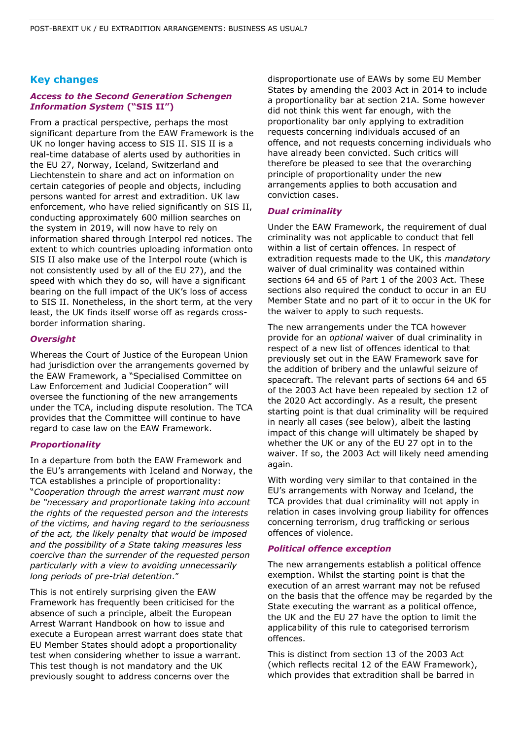## Key changes

### *Access to the Second Generation Schengen Information System* ("SIS II")

From a practical perspective, perhaps the most significant departure from the EAW Framework is the UK no longer having access to SIS II. SIS II is a real-time database of alerts used by authorities in the EU 27, Norway, Iceland, Switzerland and Liechtenstein to share and act on information on certain categories of people and objects, including persons wanted for arrest and extradition. UK law enforcement, who have relied significantly on SIS II, conducting approximately 600 million searches on the system in 2019, will now have to rely on information shared through Interpol red notices. The extent to which countries uploading information onto SIS II also make use of the Interpol route (which is not consistently used by all of the EU 27), and the speed with which they do so, will have a significant bearing on the full impact of the UK's loss of access to SIS II. Nonetheless, in the short term, at the very least, the UK finds itself worse off as regards cross-border information sharing.

### *Oversight*

Whereas the Court of Justice of the European Union had jurisdiction over the arrangements governed by the EAW Framework, a "Specialised Committee on Law Enforcement and Judicial Cooperation" will oversee the functioning of the new arrangements under the TCA, including dispute resolution. The TCA provides that the Committee will continue to have regard to case law on the EAW Framework.

### *Proportionality*

In a departure from both the EAW Framework and the EU's arrangements with Iceland and Norway, the TCA establishes a principle of proportionality: "*Cooperation through the arrest warrant must now be "necessary and proportionate taking into account the rights of the requested person and the interests of the victims, and having regard to the seriousness of the act, the likely penalty that would be imposed and the possibility of a State taking measures less coercive than the surrender of the requested person particularly with a view to avoiding unnecessarily long periods of pre-trial detention*."

This is not entirely surprising given the EAW Framework has frequently been criticised for the absence of such a principle, albeit the European Arrest Warrant Handbook on how to issue and execute a European arrest warrant does state that EU Member States should adopt a proportionality test when considering whether to issue a warrant. This test though is not mandatory and the UK previously sought to address concerns over the disproportionate use of EAWs by some EU Member States by amending the 2003 Act in 2014 to include a proportionality bar at section 21A. Some however did not think this went far enough, with the proportionality bar only applying to extradition requests concerning individuals accused of an offence, and not requests concerning individuals who have already been convicted. Such critics will therefore be pleased to see that the overarching principle of proportionality under the new arrangements applies to both accusation and conviction cases.

### *Dual criminality*

Under the EAW Framework, the requirement of dual criminality was not applicable to conduct that fell within a list of certain offences. In respect of extradition requests made to the UK, this *mandatory* waiver of dual criminality was contained within sections 64 and 65 of Part 1 of the 2003 Act. These sections also required the conduct to occur in an EU Member State and no part of it to occur in the UK for the waiver to apply to such requests.

The new arrangements under the TCA however provide for an *optional* waiver of dual criminality in respect of a new list of offences identical to that previously set out in the EAW Framework save for the addition of bribery and the unlawful seizure of spacecraft. The relevant parts of sections 64 and 65 of the 2003 Act have been repealed by section 12 of the 2020 Act accordingly. As a result, the present starting point is that dual criminality will be required in nearly all cases (see below), albeit the lasting impact of this change will ultimately be shaped by whether the UK or any of the EU 27 opt in to the waiver. If so, the 2003 Act will likely need amending again.

With wording very similar to that contained in the EU's arrangements with Norway and Iceland, the TCA provides that dual criminality will not apply in relation in cases involving group liability for offences concerning terrorism, drug trafficking or serious offences of violence.

### *Political offence exception*

The new arrangements establish a political offence exemption. Whilst the starting point is that the execution of an arrest warrant may not be refused on the basis that the offence may be regarded by the State executing the warrant as a political offence, the UK and the EU 27 have the option to limit the applicability of this rule to categorised terrorism offences.

This is distinct from section 13 of the 2003 Act (which reflects recital 12 of the EAW Framework), which provides that extradition shall be barred in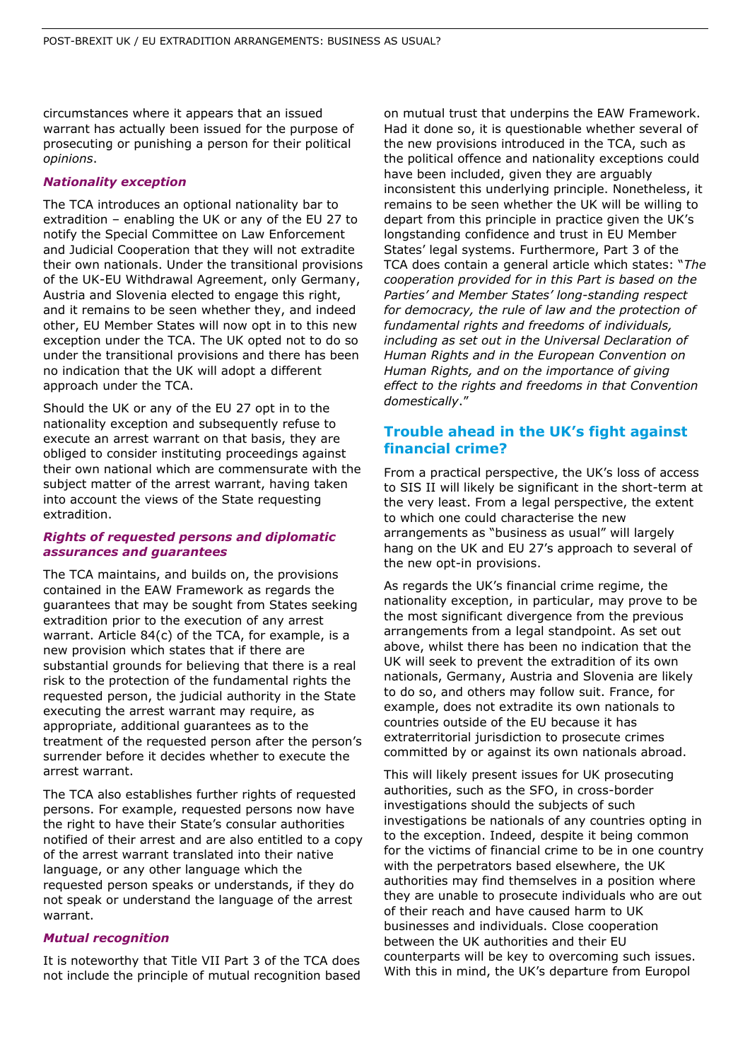circumstances where it appears that an issued warrant has actually been issued for the purpose of prosecuting or punishing a person for their political *opinions*.

#### *Nationality exception*

The TCA introduces an optional nationality bar to extradition – enabling the UK or any of the EU 27 to notify the Special Committee on Law Enforcement and Judicial Cooperation that they will not extradite their own nationals. Under the transitional provisions of the UK-EU Withdrawal Agreement, only Germany, Austria and Slovenia elected to engage this right, and it remains to be seen whether they, and indeed other, EU Member States will now opt in to this new exception under the TCA. The UK opted not to do so under the transitional provisions and there has been no indication that the UK will adopt a different approach under the TCA.

Should the UK or any of the EU 27 opt in to the nationality exception and subsequently refuse to execute an arrest warrant on that basis, they are obliged to consider instituting proceedings against their own national which are commensurate with the subject matter of the arrest warrant, having taken into account the views of the State requesting extradition.

#### *Rights of requested persons and diplomatic assurances and guarantees*

The TCA maintains, and builds on, the provisions contained in the EAW Framework as regards the guarantees that may be sought from States seeking extradition prior to the execution of any arrest warrant. Article 84(c) of the TCA, for example, is a new provision which states that if there are substantial grounds for believing that there is a real risk to the protection of the fundamental rights the requested person, the judicial authority in the State executing the arrest warrant may require, as appropriate, additional guarantees as to the treatment of the requested person after the person's surrender before it decides whether to execute the arrest warrant.

The TCA also establishes further rights of requested persons. For example, requested persons now have the right to have their State's consular authorities notified of their arrest and are also entitled to a copy of the arrest warrant translated into their native language, or any other language which the requested person speaks or understands, if they do not speak or understand the language of the arrest warrant.

#### *Mutual recognition*

It is noteworthy that Title VII Part 3 of the TCA does not include the principle of mutual recognition based on mutual trust that underpins the EAW Framework. Had it done so, it is questionable whether several of the new provisions introduced in the TCA, such as the political offence and nationality exceptions could have been included, given they are arguably inconsistent this underlying principle. Nonetheless, it remains to be seen whether the UK will be willing to depart from this principle in practice given the UK's longstanding confidence and trust in EU Member States' legal systems. Furthermore, Part 3 of the TCA does contain a general article which states: "*The cooperation provided for in this Part is based on the Parties' and Member States' long-standing respect for democracy, the rule of law and the protection of fundamental rights and freedoms of individuals, including as set out in the Universal Declaration of Human Rights and in the European Convention on Human Rights, and on the importance of giving effect to the rights and freedoms in that Convention domestically*."

## Trouble ahead in the UK's fight against financial crime?

From a practical perspective, the UK's loss of access to SIS II will likely be significant in the short-term at the very least. From a legal perspective, the extent to which one could characterise the new arrangements as "business as usual" will largely hang on the UK and EU 27's approach to several of the new opt-in provisions.

As regards the UK's financial crime regime, the nationality exception, in particular, may prove to be the most significant divergence from the previous arrangements from a legal standpoint. As set out above, whilst there has been no indication that the UK will seek to prevent the extradition of its own nationals, Germany, Austria and Slovenia are likely to do so, and others may follow suit. France, for example, does not extradite its own nationals to countries outside of the EU because it has extraterritorial jurisdiction to prosecute crimes committed by or against its own nationals abroad.

This will likely present issues for UK prosecuting authorities, such as the SFO, in cross-border investigations should the subjects of such investigations be nationals of any countries opting in to the exception. Indeed, despite it being common for the victims of financial crime to be in one country with the perpetrators based elsewhere, the UK authorities may find themselves in a position where they are unable to prosecute individuals who are out of their reach and have caused harm to UK businesses and individuals. Close cooperation between the UK authorities and their EU counterparts will be key to overcoming such issues. With this in mind, the UK's departure from Europol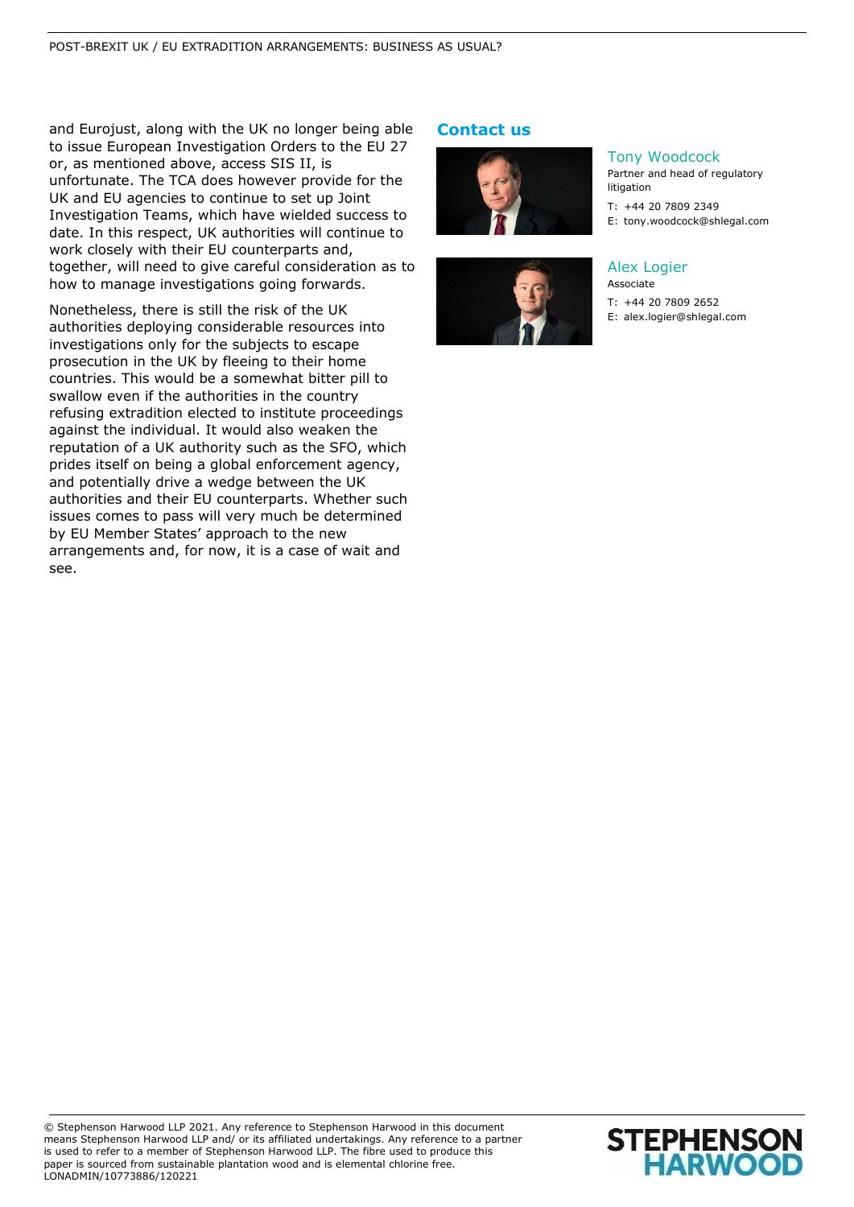and Eurojust, along with the UK no longer being able to issue European Investigation Orders to the EU 27 or, as mentioned above, access SIS II, is unfortunate. The TCA does however provide for the UK and EU agencies to continue to set up Joint Investigation Teams, which have wielded success to date. In this respect, UK authorities will continue to work closely with their EU counterparts and, together, will need to give careful consideration as to how to manage investigations going forwards.

Nonetheless, there is still the risk of the UK authorities deploying considerable resources into investigations only for the subjects to escape prosecution in the UK by fleeing to their home countries. This would be a somewhat bitter pill to swallow even if the authorities in the country refusing extradition elected to institute proceedings against the individual. It would also weaken the reputation of a UK authority such as the SFO, which prides itself on being a global enforcement agency, and potentially drive a wedge between the UK authorities and their EU counterparts. Whether such issues comes to pass will very much be determined by EU Member States' approach to the new arrangements and, for now, it is a case of wait and see.

## Contact us

**Tony Woodcock**
Partner and head of regulatory litigation
T: +44 20 7809 2349
E: tony.woodcock@shlegal.com

**Alex Logier**
Associate
T: +44 20 7809 2652
E: alex.logier@shlegal.com

© Stephenson Harwood LLP 2021. Any reference to Stephenson Harwood in this document means Stephenson Harwood LLP and/ or its affiliated undertakings. Any reference to a partner is used to refer to a member of Stephenson Harwood LLP. The fibre used to produce this paper is sourced from sustainable plantation wood and is elemental chlorine free.
LONADMIN/10773886/120221

STEPHENSON HARWOOD